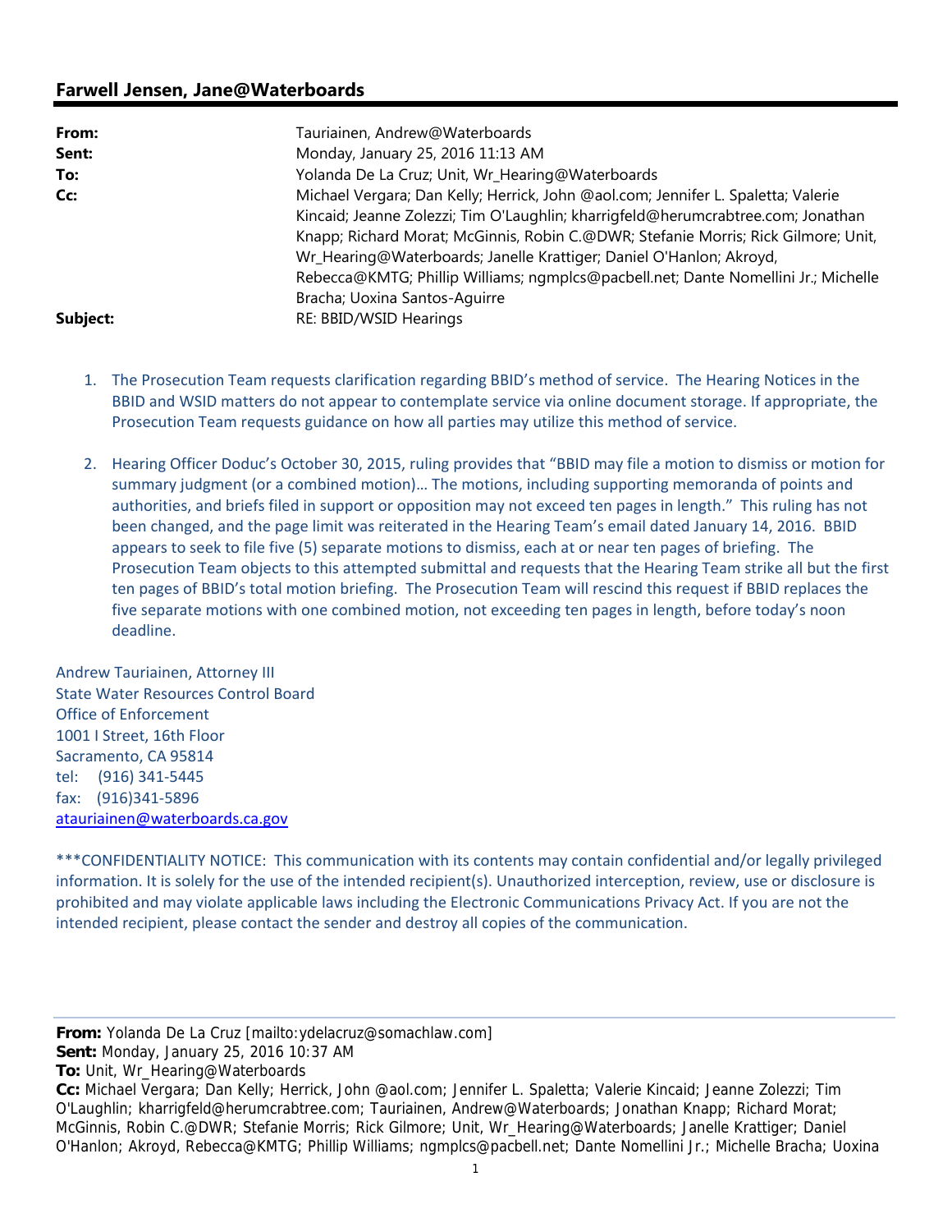## Farwell Jensen, Jane@Waterboards

**From:** Tauriainen, Andrew@Waterboards
**Sent:** Monday, January 25, 2016 11:13 AM
**To:** Yolanda De La Cruz; Unit, Wr_Hearing@Waterboards
**Cc:** Michael Vergara; Dan Kelly; Herrick, John @aol.com; Jennifer L. Spaletta; Valerie Kincaid; Jeanne Zolezzi; Tim O'Laughlin; kharrigfeld@herumcrabtree.com; Jonathan Knapp; Richard Morat; McGinnis, Robin C.@DWR; Stefanie Morris; Rick Gilmore; Unit, Wr_Hearing@Waterboards; Janelle Krattiger; Daniel O'Hanlon; Akroyd, Rebecca@KMTG; Phillip Williams; ngmplcs@pacbell.net; Dante Nomellini Jr.; Michelle Bracha; Uoxina Santos-Aguirre
**Subject:** RE: BBID/WSID Hearings

1. The Prosecution Team requests clarification regarding BBID's method of service. The Hearing Notices in the BBID and WSID matters do not appear to contemplate service via online document storage. If appropriate, the Prosecution Team requests guidance on how all parties may utilize this method of service.

2. Hearing Officer Doduc's October 30, 2015, ruling provides that "BBID may file a motion to dismiss or motion for summary judgment (or a combined motion)… The motions, including supporting memoranda of points and authorities, and briefs filed in support or opposition may not exceed ten pages in length." This ruling has not been changed, and the page limit was reiterated in the Hearing Team's email dated January 14, 2016. BBID appears to seek to file five (5) separate motions to dismiss, each at or near ten pages of briefing. The Prosecution Team objects to this attempted submittal and requests that the Hearing Team strike all but the first ten pages of BBID's total motion briefing. The Prosecution Team will rescind this request if BBID replaces the five separate motions with one combined motion, not exceeding ten pages in length, before today's noon deadline.

Andrew Tauriainen, Attorney III
State Water Resources Control Board
Office of Enforcement
1001 I Street, 16th Floor
Sacramento, CA 95814
tel: (916) 341-5445
fax: (916)341-5896
atauriainen@waterboards.ca.gov

***CONFIDENTIALITY NOTICE: This communication with its contents may contain confidential and/or legally privileged information. It is solely for the use of the intended recipient(s). Unauthorized interception, review, use or disclosure is prohibited and may violate applicable laws including the Electronic Communications Privacy Act. If you are not the intended recipient, please contact the sender and destroy all copies of the communication.

---

**From:** Yolanda De La Cruz [mailto:ydelacruz@somachlaw.com]
**Sent:** Monday, January 25, 2016 10:37 AM
**To:** Unit, Wr_Hearing@Waterboards
**Cc:** Michael Vergara; Dan Kelly; Herrick, John @aol.com; Jennifer L. Spaletta; Valerie Kincaid; Jeanne Zolezzi; Tim O'Laughlin; kharrigfeld@herumcrabtree.com; Tauriainen, Andrew@Waterboards; Jonathan Knapp; Richard Morat; McGinnis, Robin C.@DWR; Stefanie Morris; Rick Gilmore; Unit, Wr_Hearing@Waterboards; Janelle Krattiger; Daniel O'Hanlon; Akroyd, Rebecca@KMTG; Phillip Williams; ngmplcs@pacbell.net; Dante Nomellini Jr.; Michelle Bracha; Uoxina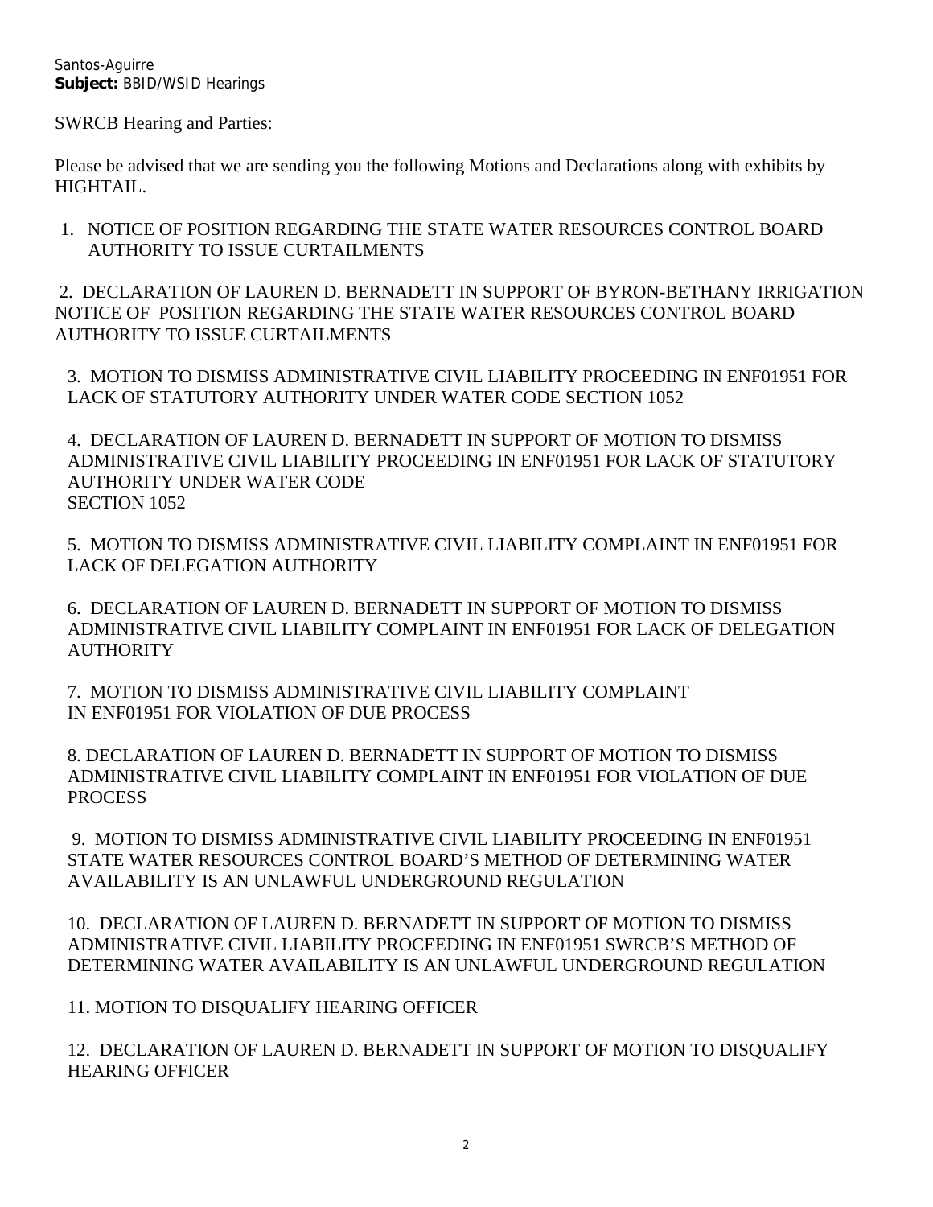Santos-Aguirre
**Subject:** BBID/WSID Hearings

SWRCB Hearing and Parties:

Please be advised that we are sending you the following Motions and Declarations along with exhibits by HIGHTAIL.

1. NOTICE OF POSITION REGARDING THE STATE WATER RESOURCES CONTROL BOARD AUTHORITY TO ISSUE CURTAILMENTS

2. DECLARATION OF LAUREN D. BERNADETT IN SUPPORT OF BYRON-BETHANY IRRIGATION NOTICE OF POSITION REGARDING THE STATE WATER RESOURCES CONTROL BOARD AUTHORITY TO ISSUE CURTAILMENTS

3. MOTION TO DISMISS ADMINISTRATIVE CIVIL LIABILITY PROCEEDING IN ENF01951 FOR LACK OF STATUTORY AUTHORITY UNDER WATER CODE SECTION 1052

4. DECLARATION OF LAUREN D. BERNADETT IN SUPPORT OF MOTION TO DISMISS ADMINISTRATIVE CIVIL LIABILITY PROCEEDING IN ENF01951 FOR LACK OF STATUTORY AUTHORITY UNDER WATER CODE SECTION 1052

5. MOTION TO DISMISS ADMINISTRATIVE CIVIL LIABILITY COMPLAINT IN ENF01951 FOR LACK OF DELEGATION AUTHORITY

6. DECLARATION OF LAUREN D. BERNADETT IN SUPPORT OF MOTION TO DISMISS ADMINISTRATIVE CIVIL LIABILITY COMPLAINT IN ENF01951 FOR LACK OF DELEGATION AUTHORITY

7. MOTION TO DISMISS ADMINISTRATIVE CIVIL LIABILITY COMPLAINT IN ENF01951 FOR VIOLATION OF DUE PROCESS

8. DECLARATION OF LAUREN D. BERNADETT IN SUPPORT OF MOTION TO DISMISS ADMINISTRATIVE CIVIL LIABILITY COMPLAINT IN ENF01951 FOR VIOLATION OF DUE PROCESS

9. MOTION TO DISMISS ADMINISTRATIVE CIVIL LIABILITY PROCEEDING IN ENF01951 STATE WATER RESOURCES CONTROL BOARD'S METHOD OF DETERMINING WATER AVAILABILITY IS AN UNLAWFUL UNDERGROUND REGULATION

10. DECLARATION OF LAUREN D. BERNADETT IN SUPPORT OF MOTION TO DISMISS ADMINISTRATIVE CIVIL LIABILITY PROCEEDING IN ENF01951 SWRCB'S METHOD OF DETERMINING WATER AVAILABILITY IS AN UNLAWFUL UNDERGROUND REGULATION

11. MOTION TO DISQUALIFY HEARING OFFICER

12. DECLARATION OF LAUREN D. BERNADETT IN SUPPORT OF MOTION TO DISQUALIFY HEARING OFFICER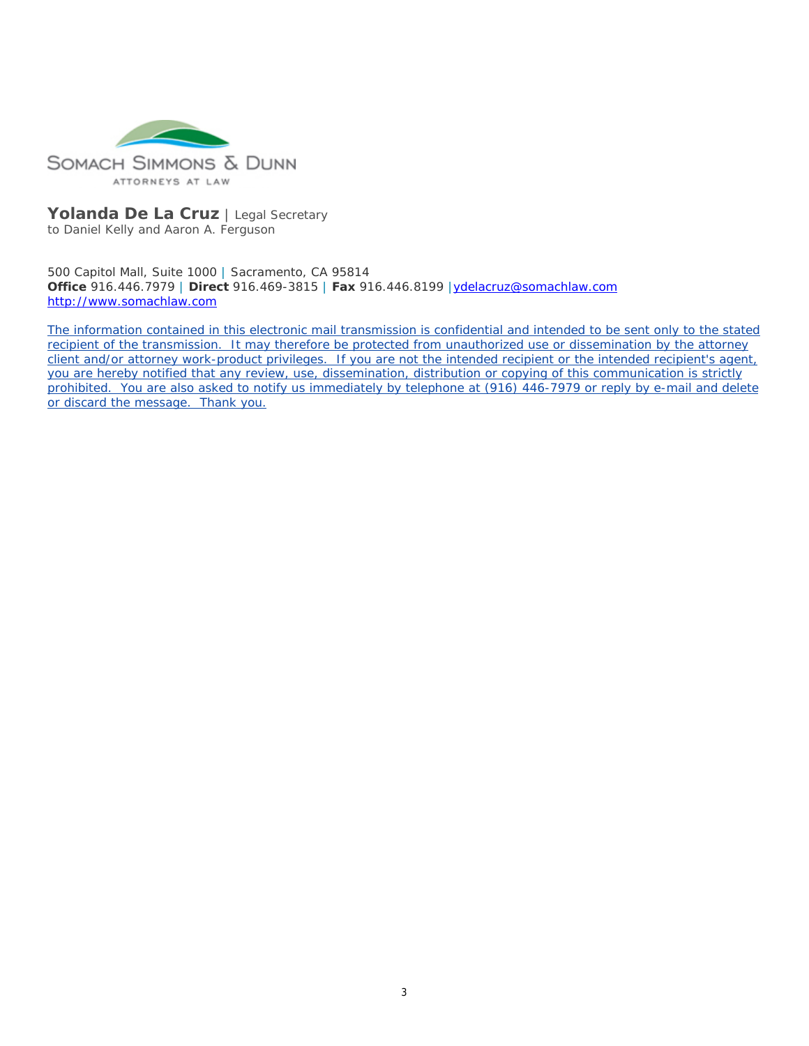SOMACH SIMMONS & DUNN

ATTORNEYS AT LAW

**Yolanda De La Cruz** | Legal Secretary
to Daniel Kelly and Aaron A. Ferguson

500 Capitol Mall, Suite 1000 | Sacramento, CA 95814
**Office** 916.446.7979 | **Direct** 916.469-3815 | **Fax** 916.446.8199 | ydelacruz@somachlaw.com
http://www.somachlaw.com

The information contained in this electronic mail transmission is confidential and intended to be sent only to the stated recipient of the transmission. It may therefore be protected from unauthorized use or dissemination by the attorney client and/or attorney work-product privileges. If you are not the intended recipient or the intended recipient's agent, you are hereby notified that any review, use, dissemination, distribution or copying of this communication is strictly prohibited. You are also asked to notify us immediately by telephone at (916) 446-7979 or reply by e-mail and delete or discard the message. Thank you.